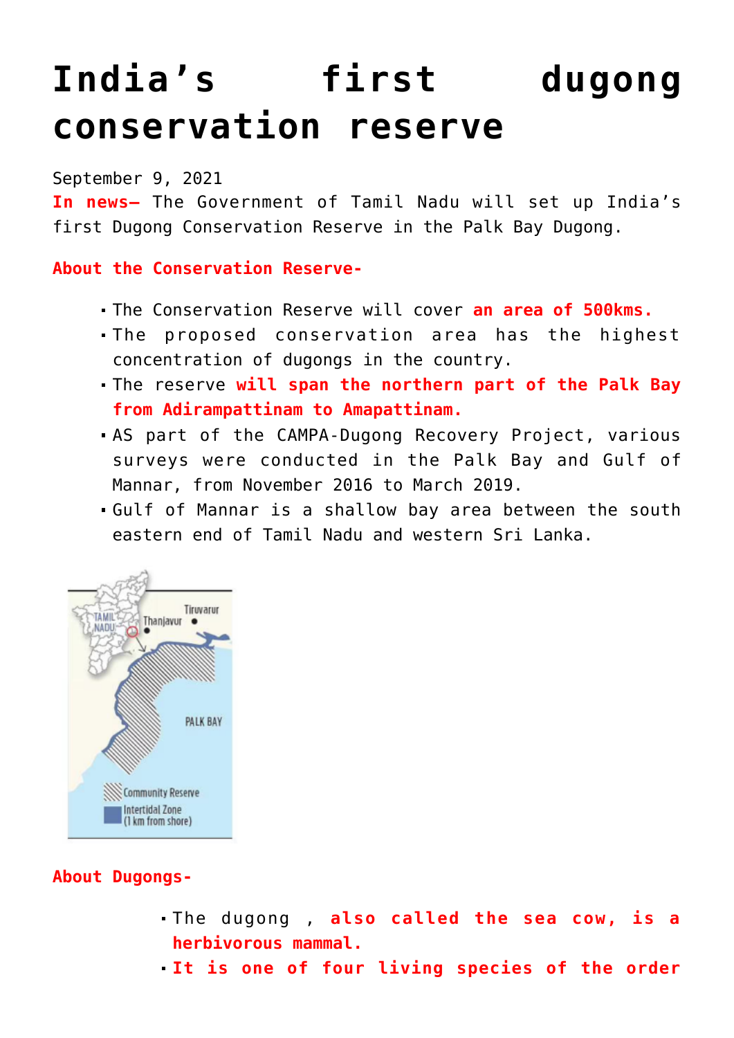# India's first dugong conservation reserve

September 9, 2021

**In news–** The Government of Tamil Nadu will set up India's first Dugong Conservation Reserve in the Palk Bay Dugong.

**About the Conservation Reserve-**

- The Conservation Reserve will cover **an area of 500kms.**
- The proposed conservation area has the highest concentration of dugongs in the country.
- The reserve **will span the northern part of the Palk Bay from Adirampattinam to Amapattinam.**
- AS part of the CAMPA-Dugong Recovery Project, various surveys were conducted in the Palk Bay and Gulf of Mannar, from November 2016 to March 2019.
- Gulf of Mannar is a shallow bay area between the south eastern end of Tamil Nadu and western Sri Lanka.

**About Dugongs-**

- The dugong , **also called the sea cow, is a herbivorous mammal.**
- **It is one of four living species of the order**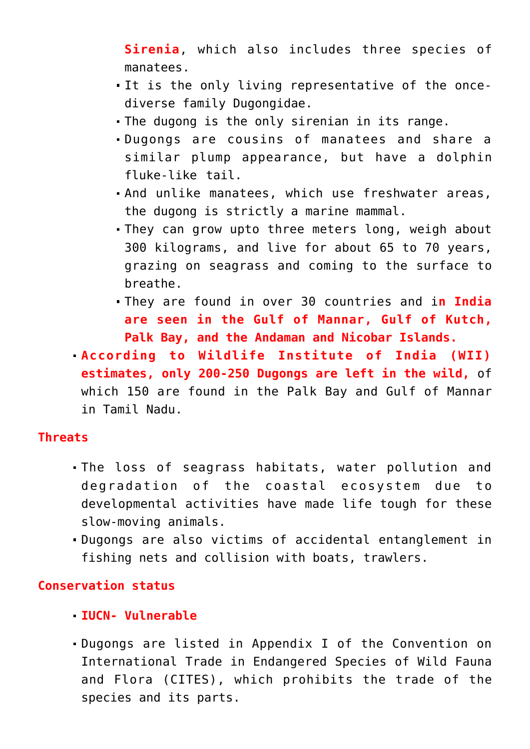**Sirenia**, which also includes three species of manatees.
    - It is the only living representative of the once-diverse family Dugongidae.
    - The dugong is the only sirenian in its range.
    - Dugongs are cousins of manatees and share a similar plump appearance, but have a dolphin fluke-like tail.
    - And unlike manatees, which use freshwater areas, the dugong is strictly a marine mammal.
    - They can grow upto three meters long, weigh about 300 kilograms, and live for about 65 to 70 years, grazing on seagrass and coming to the surface to breathe.
    - They are found in over 30 countries and i**n India are seen in the Gulf of Mannar, Gulf of Kutch, Palk Bay, and the Andaman and Nicobar Islands.**
- **According to Wildlife Institute of India (WII) estimates, only 200-250 Dugongs are left in the wild,** of which 150 are found in the Palk Bay and Gulf of Mannar in Tamil Nadu.

**Threats**

- The loss of seagrass habitats, water pollution and degradation of the coastal ecosystem due to developmental activities have made life tough for these slow-moving animals.
- Dugongs are also victims of accidental entanglement in fishing nets and collision with boats, trawlers.

**Conservation status**

- **IUCN- Vulnerable**

- Dugongs are listed in Appendix I of the Convention on International Trade in Endangered Species of Wild Fauna and Flora (CITES), which prohibits the trade of the species and its parts.